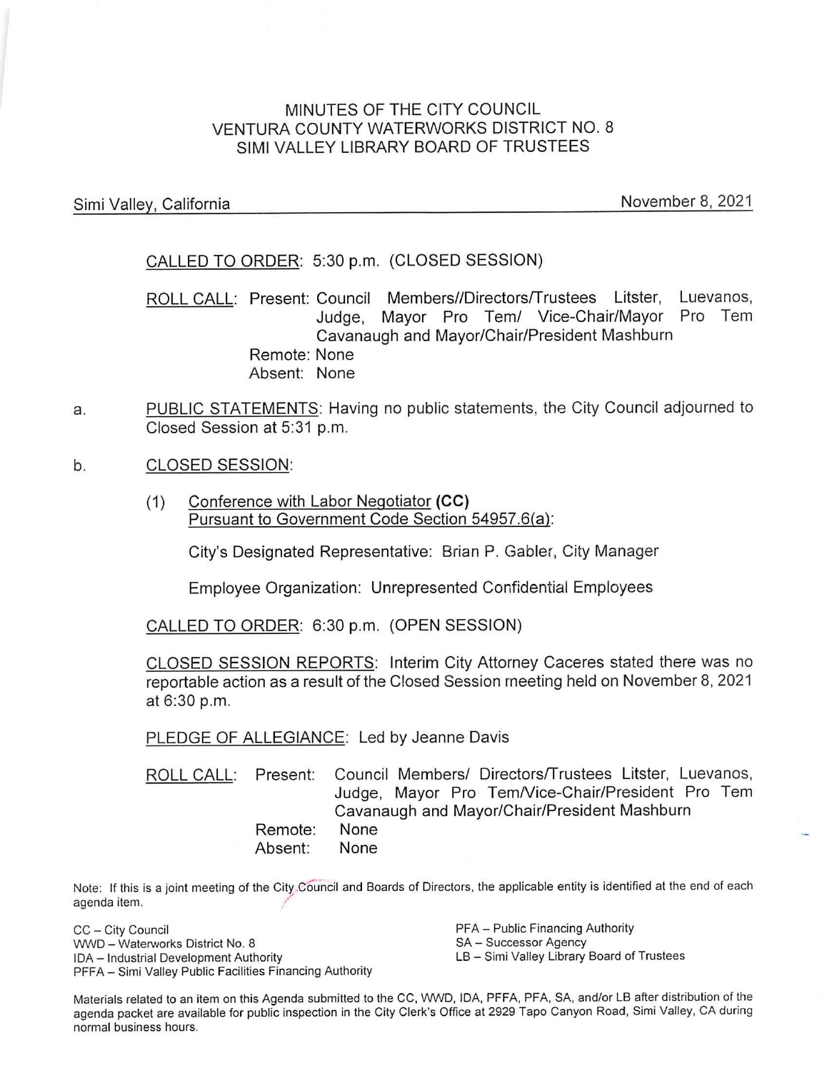# MINUTES OF THE CITY COUNCIL
# VENTURA COUNTY WATERWORKS DISTRICT NO. 8
# SIMI VALLEY LIBRARY BOARD OF TRUSTEES

Simi Valley, California November 8, 2021

CALLED TO ORDER: 5:30 p.m. (CLOSED SESSION)

ROLL CALL: Present: Council Members//Directors/Trustees Litster, Luevanos, Judge, Mayor Pro Tem/ Vice-Chair/Mayor Pro Tem Cavanaugh and Mayor/Chair/President Mashburn
Remote: None
Absent: None

a. PUBLIC STATEMENTS: Having no public statements, the City Council adjourned to Closed Session at 5:31 p.m.

b. CLOSED SESSION:

(1) Conference with Labor Negotiator **(CC)**
Pursuant to Government Code Section 54957.6(a):

City's Designated Representative: Brian P. Gabler, City Manager

Employee Organization: Unrepresented Confidential Employees

CALLED TO ORDER: 6:30 p.m. (OPEN SESSION)

CLOSED SESSION REPORTS: Interim City Attorney Caceres stated there was no reportable action as a result of the Closed Session meeting held on November 8, 2021 at 6:30 p.m.

PLEDGE OF ALLEGIANCE: Led by Jeanne Davis

ROLL CALL: Present: Council Members/ Directors/Trustees Litster, Luevanos, Judge, Mayor Pro Tem/Vice-Chair/President Pro Tem Cavanaugh and Mayor/Chair/President Mashburn
Remote: None
Absent: None

Note: If this is a joint meeting of the City Council and Boards of Directors, the applicable entity is identified at the end of each agenda item.

CC – City Council
WWD – Waterworks District No. 8
IDA – Industrial Development Authority
PFFA – Simi Valley Public Facilities Financing Authority
PFA – Public Financing Authority
SA – Successor Agency
LB – Simi Valley Library Board of Trustees

Materials related to an item on this Agenda submitted to the CC, WWD, IDA, PFFA, PFA, SA, and/or LB after distribution of the agenda packet are available for public inspection in the City Clerk's Office at 2929 Tapo Canyon Road, Simi Valley, CA during normal business hours.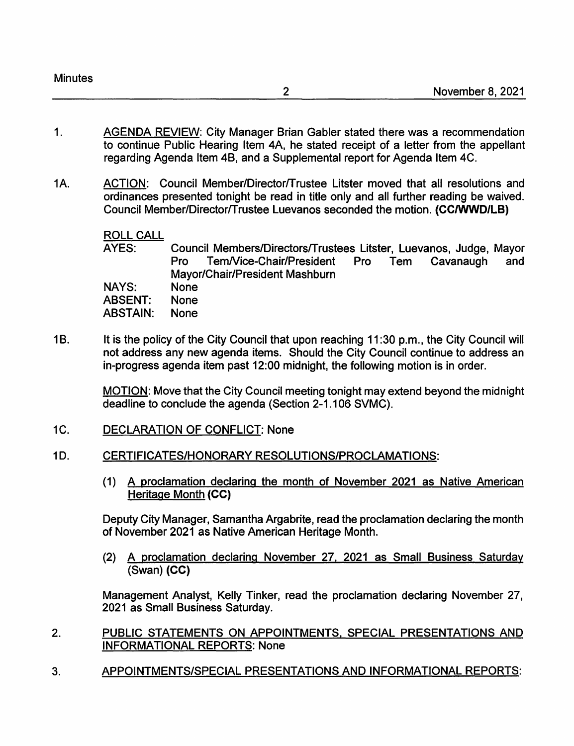1. AGENDA REVIEW: City Manager Brian Gabler stated there was a recommendation to continue Public Hearing Item 4A, he stated receipt of a letter from the appellant regarding Agenda Item 4B, and a Supplemental report for Agenda Item 4C.

1A. ACTION: Council Member/Director/Trustee Litster moved that all resolutions and ordinances presented tonight be read in title only and all further reading be waived. Council Member/Director/Trustee Luevanos seconded the motion. **(CC/WWD/LB)**

ROLL CALL

| | |
|---|---|
| AYES: | Council Members/Directors/Trustees Litster, Luevanos, Judge, Mayor Pro Tem/Vice-Chair/President Pro Tem Cavanaugh and Mayor/Chair/President Mashburn |
| NAYS: | None |
| ABSENT: | None |
| ABSTAIN: | None |

1B. It is the policy of the City Council that upon reaching 11:30 p.m., the City Council will not address any new agenda items. Should the City Council continue to address an in-progress agenda item past 12:00 midnight, the following motion is in order.

MOTION: Move that the City Council meeting tonight may extend beyond the midnight deadline to conclude the agenda (Section 2-1.106 SVMC).

1C. DECLARATION OF CONFLICT: None

1D. CERTIFICATES/HONORARY RESOLUTIONS/PROCLAMATIONS:

(1) A proclamation declaring the month of November 2021 as Native American Heritage Month **(CC)**

Deputy City Manager, Samantha Argabrite, read the proclamation declaring the month of November 2021 as Native American Heritage Month.

(2) A proclamation declaring November 27, 2021 as Small Business Saturday (Swan) **(CC)**

Management Analyst, Kelly Tinker, read the proclamation declaring November 27, 2021 as Small Business Saturday.

2. PUBLIC STATEMENTS ON APPOINTMENTS, SPECIAL PRESENTATIONS AND INFORMATIONAL REPORTS: None

3. APPOINTMENTS/SPECIAL PRESENTATIONS AND INFORMATIONAL REPORTS: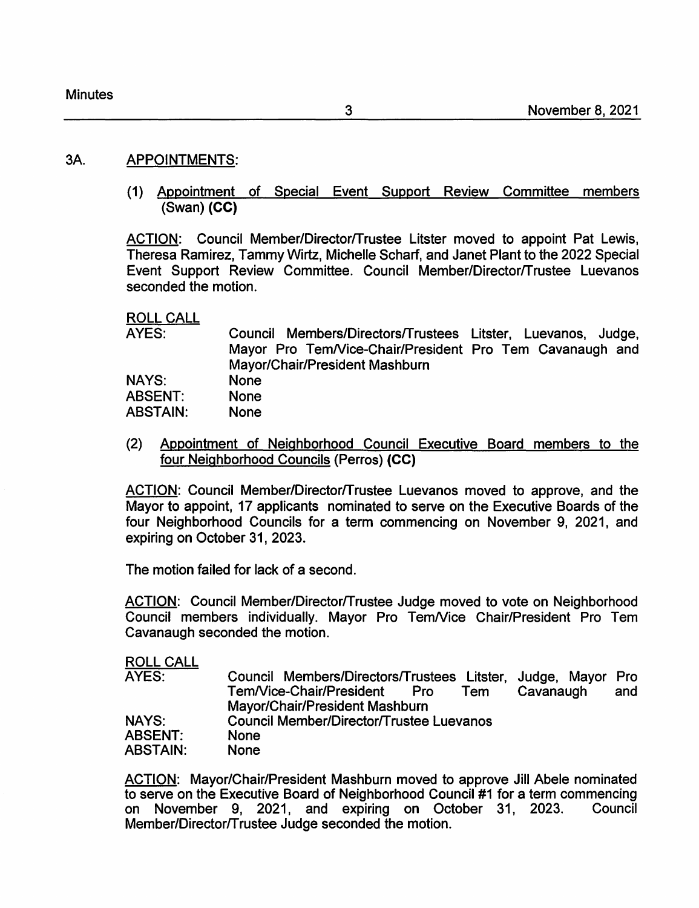## 3A. APPOINTMENTS:

(1) Appointment of Special Event Support Review Committee members (Swan) **(CC)**

ACTION: Council Member/Director/Trustee Litster moved to appoint Pat Lewis, Theresa Ramirez, Tammy Wirtz, Michelle Scharf, and Janet Plant to the 2022 Special Event Support Review Committee. Council Member/Director/Trustee Luevanos seconded the motion.

ROLL CALL

| | |
|---|---|
| AYES: | Council Members/Directors/Trustees Litster, Luevanos, Judge, Mayor Pro Tem/Vice-Chair/President Pro Tem Cavanaugh and Mayor/Chair/President Mashburn |
| NAYS: | None |
| ABSENT: | None |
| ABSTAIN: | None |

(2) Appointment of Neighborhood Council Executive Board members to the four Neighborhood Councils (Perros) **(CC)**

ACTION: Council Member/Director/Trustee Luevanos moved to approve, and the Mayor to appoint, 17 applicants nominated to serve on the Executive Boards of the four Neighborhood Councils for a term commencing on November 9, 2021, and expiring on October 31, 2023.

The motion failed for lack of a second.

ACTION: Council Member/Director/Trustee Judge moved to vote on Neighborhood Council members individually. Mayor Pro Tem/Vice Chair/President Pro Tem Cavanaugh seconded the motion.

ROLL CALL

| | |
|---|---|
| AYES: | Council Members/Directors/Trustees Litster, Judge, Mayor Pro Tem/Vice-Chair/President Pro Tem Cavanaugh and Mayor/Chair/President Mashburn |
| NAYS: | Council Member/Director/Trustee Luevanos |
| ABSENT: | None |
| ABSTAIN: | None |

ACTION: Mayor/Chair/President Mashburn moved to approve Jill Abele nominated to serve on the Executive Board of Neighborhood Council #1 for a term commencing on November 9, 2021, and expiring on October 31, 2023. Council Member/Director/Trustee Judge seconded the motion.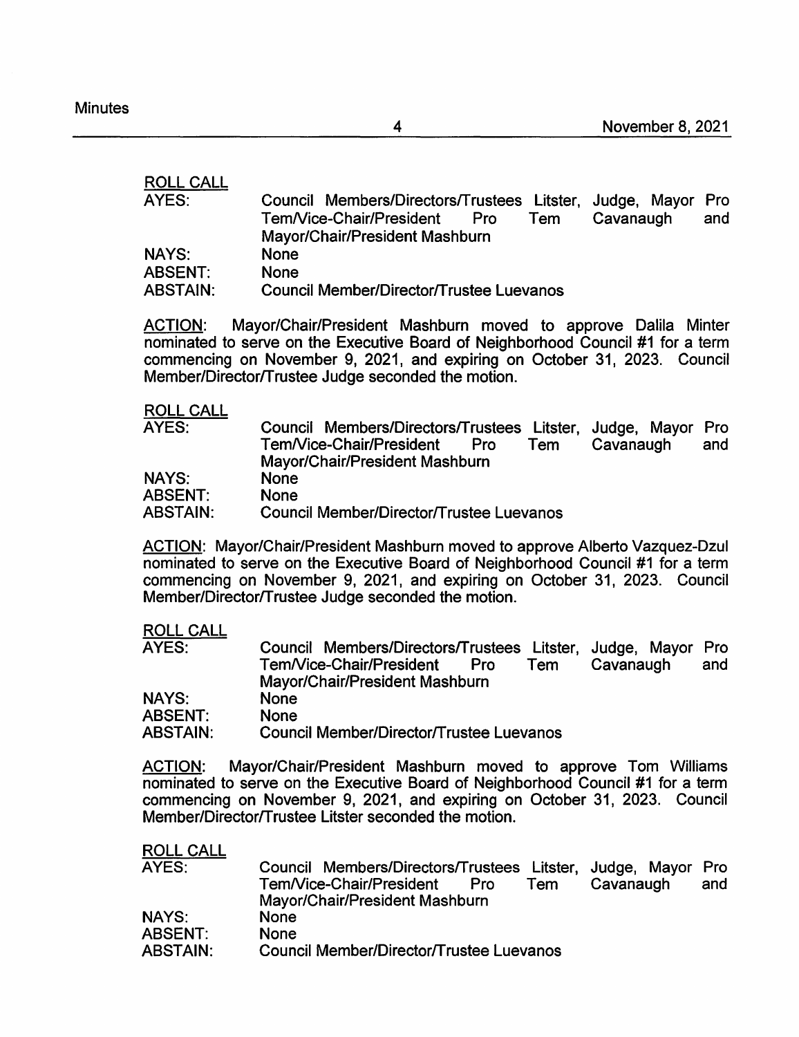ROLL CALL

| | |
|---|---|
| AYES: | Council Members/Directors/Trustees Litster, Judge, Mayor Pro Tem/Vice-Chair/President Pro Tem Cavanaugh and Mayor/Chair/President Mashburn |
| NAYS: | None |
| ABSENT: | None |
| ABSTAIN: | Council Member/Director/Trustee Luevanos |

ACTION: Mayor/Chair/President Mashburn moved to approve Dalila Minter nominated to serve on the Executive Board of Neighborhood Council #1 for a term commencing on November 9, 2021, and expiring on October 31, 2023. Council Member/Director/Trustee Judge seconded the motion.

ROLL CALL

| | |
|---|---|
| AYES: | Council Members/Directors/Trustees Litster, Judge, Mayor Pro Tem/Vice-Chair/President Pro Tem Cavanaugh and Mayor/Chair/President Mashburn |
| NAYS: | None |
| ABSENT: | None |
| ABSTAIN: | Council Member/Director/Trustee Luevanos |

ACTION: Mayor/Chair/President Mashburn moved to approve Alberto Vazquez-Dzul nominated to serve on the Executive Board of Neighborhood Council #1 for a term commencing on November 9, 2021, and expiring on October 31, 2023. Council Member/Director/Trustee Judge seconded the motion.

ROLL CALL

| | |
|---|---|
| AYES: | Council Members/Directors/Trustees Litster, Judge, Mayor Pro Tem/Vice-Chair/President Pro Tem Cavanaugh and Mayor/Chair/President Mashburn |
| NAYS: | None |
| ABSENT: | None |
| ABSTAIN: | Council Member/Director/Trustee Luevanos |

ACTION: Mayor/Chair/President Mashburn moved to approve Tom Williams nominated to serve on the Executive Board of Neighborhood Council #1 for a term commencing on November 9, 2021, and expiring on October 31, 2023. Council Member/Director/Trustee Litster seconded the motion.

ROLL CALL

| | |
|---|---|
| AYES: | Council Members/Directors/Trustees Litster, Judge, Mayor Pro Tem/Vice-Chair/President Pro Tem Cavanaugh and Mayor/Chair/President Mashburn |
| NAYS: | None |
| ABSENT: | None |
| ABSTAIN: | Council Member/Director/Trustee Luevanos |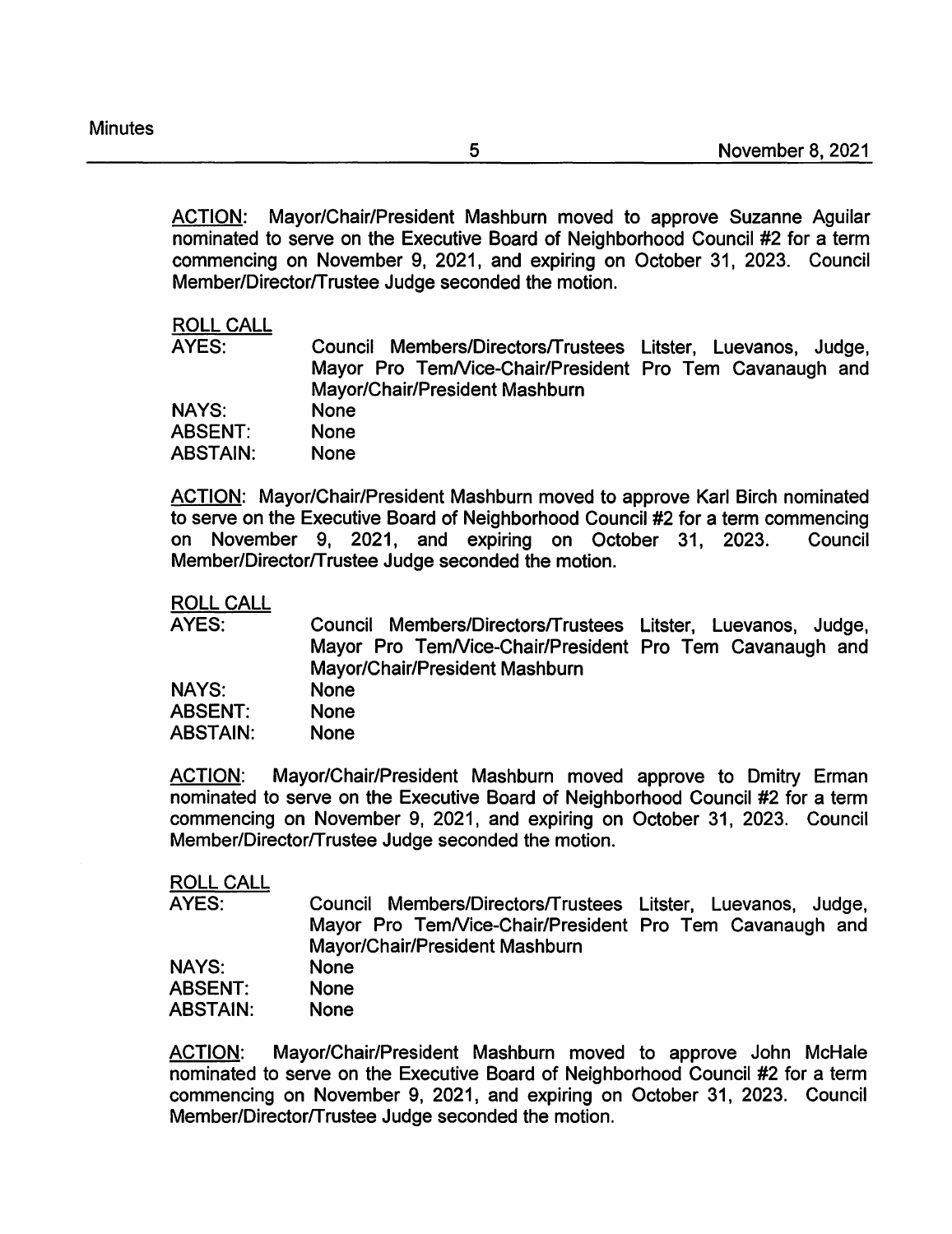ACTION: Mayor/Chair/President Mashburn moved to approve Suzanne Aguilar nominated to serve on the Executive Board of Neighborhood Council #2 for a term commencing on November 9, 2021, and expiring on October 31, 2023. Council Member/Director/Trustee Judge seconded the motion.

ROLL CALL

| | |
|---|---|
| AYES: | Council Members/Directors/Trustees Litster, Luevanos, Judge, Mayor Pro Tem/Vice-Chair/President Pro Tem Cavanaugh and Mayor/Chair/President Mashburn |
| NAYS: | None |
| ABSENT: | None |
| ABSTAIN: | None |

ACTION: Mayor/Chair/President Mashburn moved to approve Karl Birch nominated to serve on the Executive Board of Neighborhood Council #2 for a term commencing on November 9, 2021, and expiring on October 31, 2023. Council Member/Director/Trustee Judge seconded the motion.

ROLL CALL

| | |
|---|---|
| AYES: | Council Members/Directors/Trustees Litster, Luevanos, Judge, Mayor Pro Tem/Vice-Chair/President Pro Tem Cavanaugh and Mayor/Chair/President Mashburn |
| NAYS: | None |
| ABSENT: | None |
| ABSTAIN: | None |

ACTION: Mayor/Chair/President Mashburn moved approve to Dmitry Erman nominated to serve on the Executive Board of Neighborhood Council #2 for a term commencing on November 9, 2021, and expiring on October 31, 2023. Council Member/Director/Trustee Judge seconded the motion.

ROLL CALL

| | |
|---|---|
| AYES: | Council Members/Directors/Trustees Litster, Luevanos, Judge, Mayor Pro Tem/Vice-Chair/President Pro Tem Cavanaugh and Mayor/Chair/President Mashburn |
| NAYS: | None |
| ABSENT: | None |
| ABSTAIN: | None |

ACTION: Mayor/Chair/President Mashburn moved to approve John McHale nominated to serve on the Executive Board of Neighborhood Council #2 for a term commencing on November 9, 2021, and expiring on October 31, 2023. Council Member/Director/Trustee Judge seconded the motion.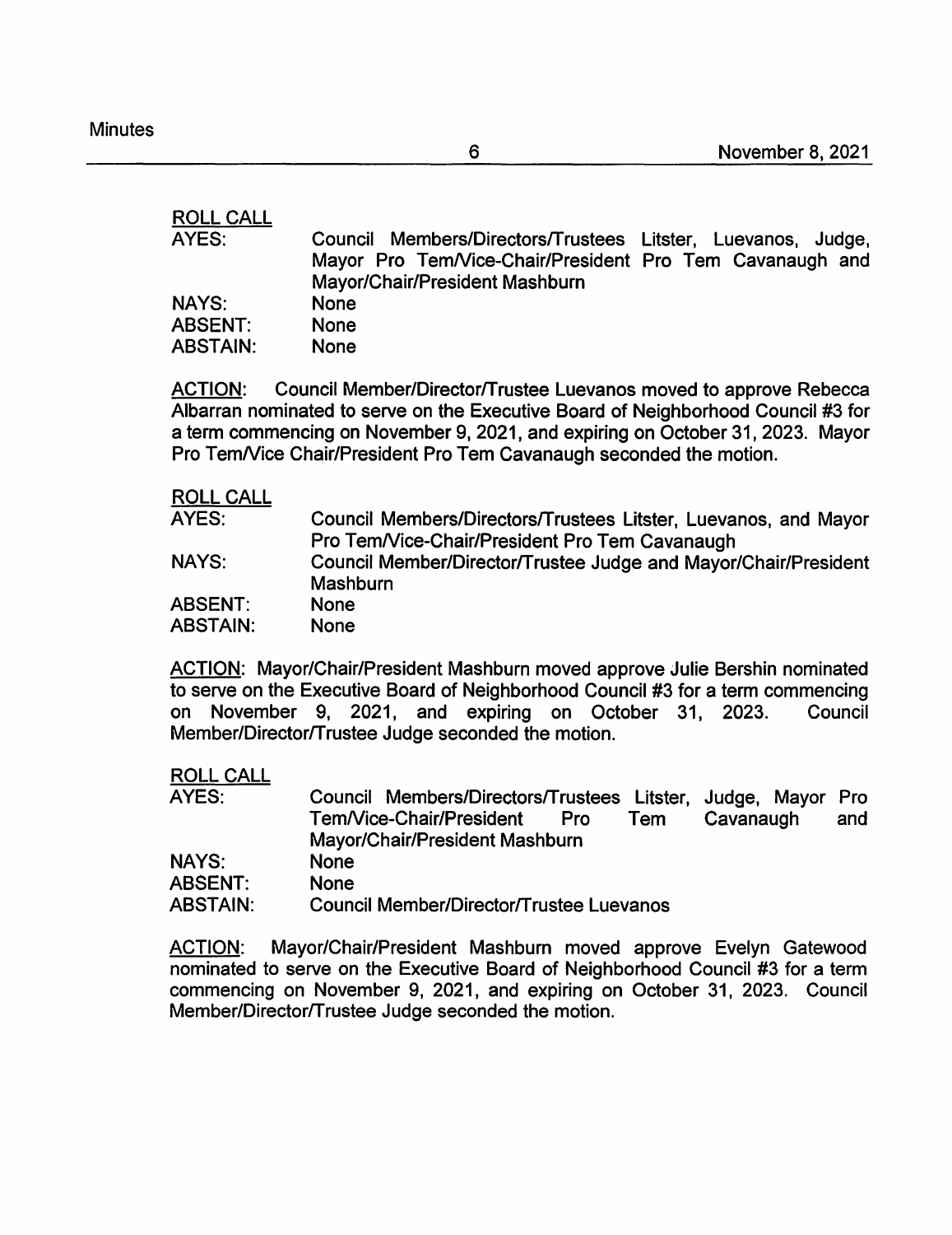ROLL CALL

| | |
|---|---|
| AYES: | Council Members/Directors/Trustees Litster, Luevanos, Judge, Mayor Pro Tem/Vice-Chair/President Pro Tem Cavanaugh and Mayor/Chair/President Mashburn |
| NAYS: | None |
| ABSENT: | None |
| ABSTAIN: | None |

ACTION: Council Member/Director/Trustee Luevanos moved to approve Rebecca Albarran nominated to serve on the Executive Board of Neighborhood Council #3 for a term commencing on November 9, 2021, and expiring on October 31, 2023. Mayor Pro Tem/Vice Chair/President Pro Tem Cavanaugh seconded the motion.

ROLL CALL

| | |
|---|---|
| AYES: | Council Members/Directors/Trustees Litster, Luevanos, and Mayor Pro Tem/Vice-Chair/President Pro Tem Cavanaugh |
| NAYS: | Council Member/Director/Trustee Judge and Mayor/Chair/President Mashburn |
| ABSENT: | None |
| ABSTAIN: | None |

ACTION: Mayor/Chair/President Mashburn moved approve Julie Bershin nominated to serve on the Executive Board of Neighborhood Council #3 for a term commencing on November 9, 2021, and expiring on October 31, 2023. Council Member/Director/Trustee Judge seconded the motion.

ROLL CALL

| | |
|---|---|
| AYES: | Council Members/Directors/Trustees Litster, Judge, Mayor Pro Tem/Vice-Chair/President Pro Tem Cavanaugh and Mayor/Chair/President Mashburn |
| NAYS: | None |
| ABSENT: | None |
| ABSTAIN: | Council Member/Director/Trustee Luevanos |

ACTION: Mayor/Chair/President Mashburn moved approve Evelyn Gatewood nominated to serve on the Executive Board of Neighborhood Council #3 for a term commencing on November 9, 2021, and expiring on October 31, 2023. Council Member/Director/Trustee Judge seconded the motion.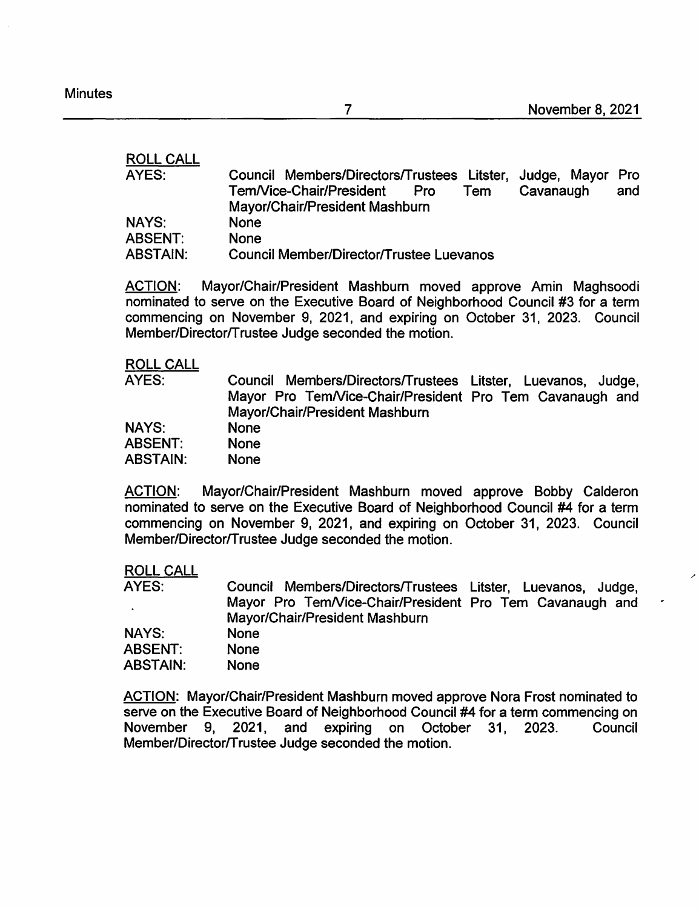ROLL CALL

| | |
|---|---|
| AYES: | Council Members/Directors/Trustees Litster, Judge, Mayor Pro Tem/Vice-Chair/President Pro Tem Cavanaugh and Mayor/Chair/President Mashburn |
| NAYS: | None |
| ABSENT: | None |
| ABSTAIN: | Council Member/Director/Trustee Luevanos |

ACTION: Mayor/Chair/President Mashburn moved approve Amin Maghsoodi nominated to serve on the Executive Board of Neighborhood Council #3 for a term commencing on November 9, 2021, and expiring on October 31, 2023. Council Member/Director/Trustee Judge seconded the motion.

ROLL CALL

| | |
|---|---|
| AYES: | Council Members/Directors/Trustees Litster, Luevanos, Judge, Mayor Pro Tem/Vice-Chair/President Pro Tem Cavanaugh and Mayor/Chair/President Mashburn |
| NAYS: | None |
| ABSENT: | None |
| ABSTAIN: | None |

ACTION: Mayor/Chair/President Mashburn moved approve Bobby Calderon nominated to serve on the Executive Board of Neighborhood Council #4 for a term commencing on November 9, 2021, and expiring on October 31, 2023. Council Member/Director/Trustee Judge seconded the motion.

ROLL CALL

| | |
|---|---|
| AYES: | Council Members/Directors/Trustees Litster, Luevanos, Judge, Mayor Pro Tem/Vice-Chair/President Pro Tem Cavanaugh and Mayor/Chair/President Mashburn |
| NAYS: | None |
| ABSENT: | None |
| ABSTAIN: | None |

ACTION: Mayor/Chair/President Mashburn moved approve Nora Frost nominated to serve on the Executive Board of Neighborhood Council #4 for a term commencing on November 9, 2021, and expiring on October 31, 2023. Council Member/Director/Trustee Judge seconded the motion.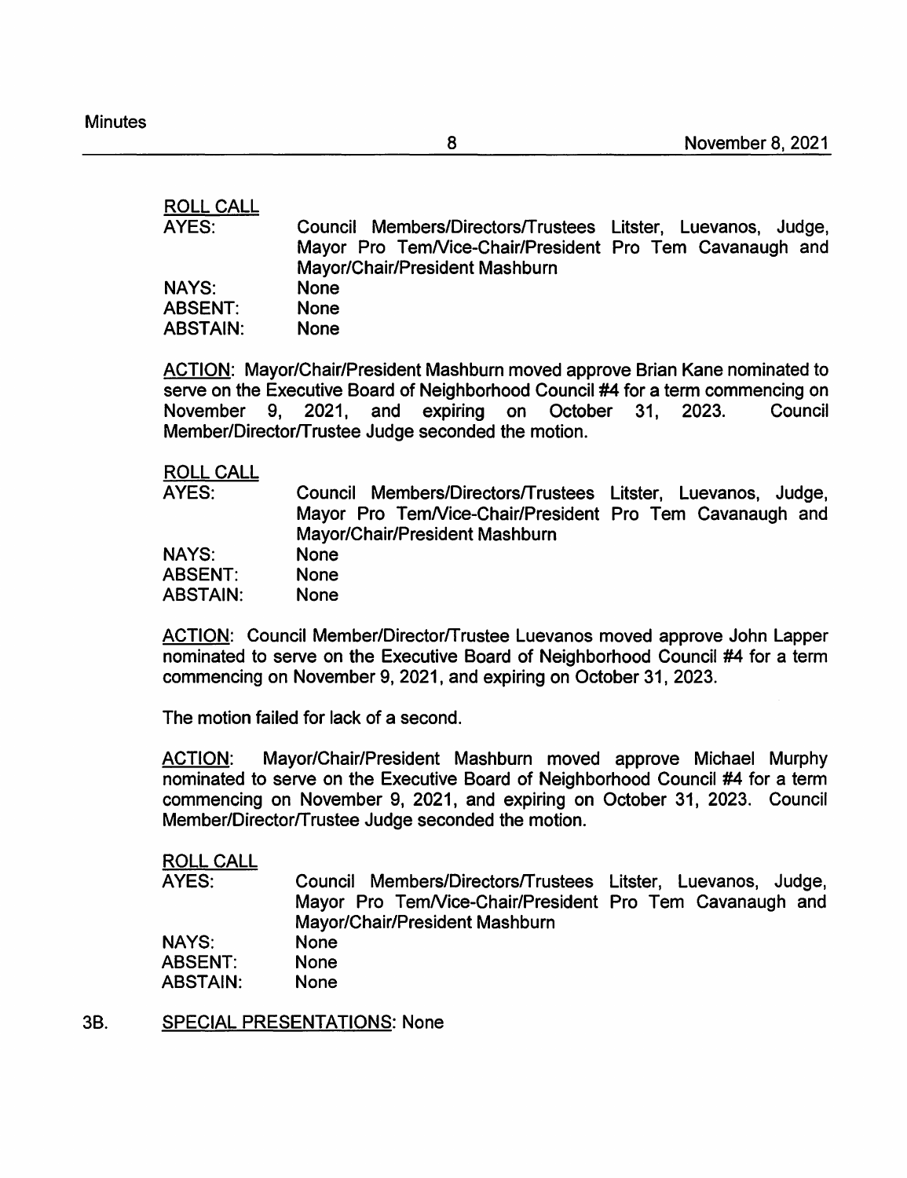ROLL CALL

| | |
|---|---|
| AYES: | Council Members/Directors/Trustees Litster, Luevanos, Judge, Mayor Pro Tem/Vice-Chair/President Pro Tem Cavanaugh and Mayor/Chair/President Mashburn |
| NAYS: | None |
| ABSENT: | None |
| ABSTAIN: | None |

ACTION: Mayor/Chair/President Mashburn moved approve Brian Kane nominated to serve on the Executive Board of Neighborhood Council #4 for a term commencing on November 9, 2021, and expiring on October 31, 2023. Council Member/Director/Trustee Judge seconded the motion.

ROLL CALL

| | |
|---|---|
| AYES: | Council Members/Directors/Trustees Litster, Luevanos, Judge, Mayor Pro Tem/Vice-Chair/President Pro Tem Cavanaugh and Mayor/Chair/President Mashburn |
| NAYS: | None |
| ABSENT: | None |
| ABSTAIN: | None |

ACTION: Council Member/Director/Trustee Luevanos moved approve John Lapper nominated to serve on the Executive Board of Neighborhood Council #4 for a term commencing on November 9, 2021, and expiring on October 31, 2023.

The motion failed for lack of a second.

ACTION: Mayor/Chair/President Mashburn moved approve Michael Murphy nominated to serve on the Executive Board of Neighborhood Council #4 for a term commencing on November 9, 2021, and expiring on October 31, 2023. Council Member/Director/Trustee Judge seconded the motion.

ROLL CALL

| | |
|---|---|
| AYES: | Council Members/Directors/Trustees Litster, Luevanos, Judge, Mayor Pro Tem/Vice-Chair/President Pro Tem Cavanaugh and Mayor/Chair/President Mashburn |
| NAYS: | None |
| ABSENT: | None |
| ABSTAIN: | None |

3B. SPECIAL PRESENTATIONS: None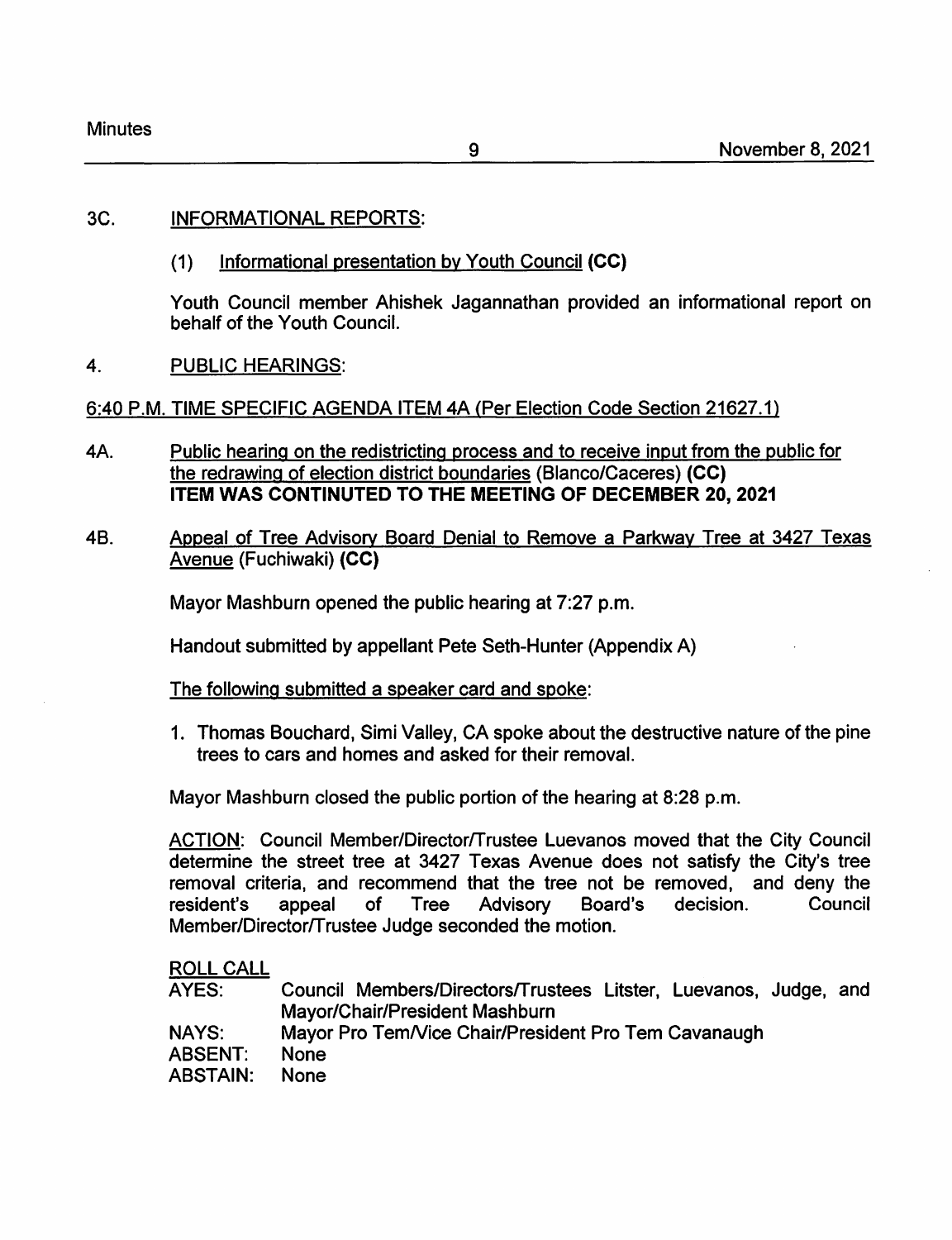## 3C. INFORMATIONAL REPORTS:

(1) Informational presentation by Youth Council **(CC)**

Youth Council member Ahishek Jagannathan provided an informational report on behalf of the Youth Council.

## 4. PUBLIC HEARINGS:

6:40 P.M. TIME SPECIFIC AGENDA ITEM 4A (Per Election Code Section 21627.1)

4A. Public hearing on the redistricting process and to receive input from the public for the redrawing of election district boundaries (Blanco/Caceres) **(CC)**
**ITEM WAS CONTINUED TO THE MEETING OF DECEMBER 20, 2021**

4B. Appeal of Tree Advisory Board Denial to Remove a Parkway Tree at 3427 Texas Avenue (Fuchiwaki) **(CC)**

Mayor Mashburn opened the public hearing at 7:27 p.m.

Handout submitted by appellant Pete Seth-Hunter (Appendix A)

The following submitted a speaker card and spoke:

1. Thomas Bouchard, Simi Valley, CA spoke about the destructive nature of the pine trees to cars and homes and asked for their removal.

Mayor Mashburn closed the public portion of the hearing at 8:28 p.m.

ACTION: Council Member/Director/Trustee Luevanos moved that the City Council determine the street tree at 3427 Texas Avenue does not satisfy the City's tree removal criteria, and recommend that the tree not be removed, and deny the resident's appeal of Tree Advisory Board's decision. Council Member/Director/Trustee Judge seconded the motion.

ROLL CALL

| | |
|---|---|
| AYES: | Council Members/Directors/Trustees Litster, Luevanos, Judge, and Mayor/Chair/President Mashburn |
| NAYS: | Mayor Pro Tem/Vice Chair/President Pro Tem Cavanaugh |
| ABSENT: | None |
| ABSTAIN: | None |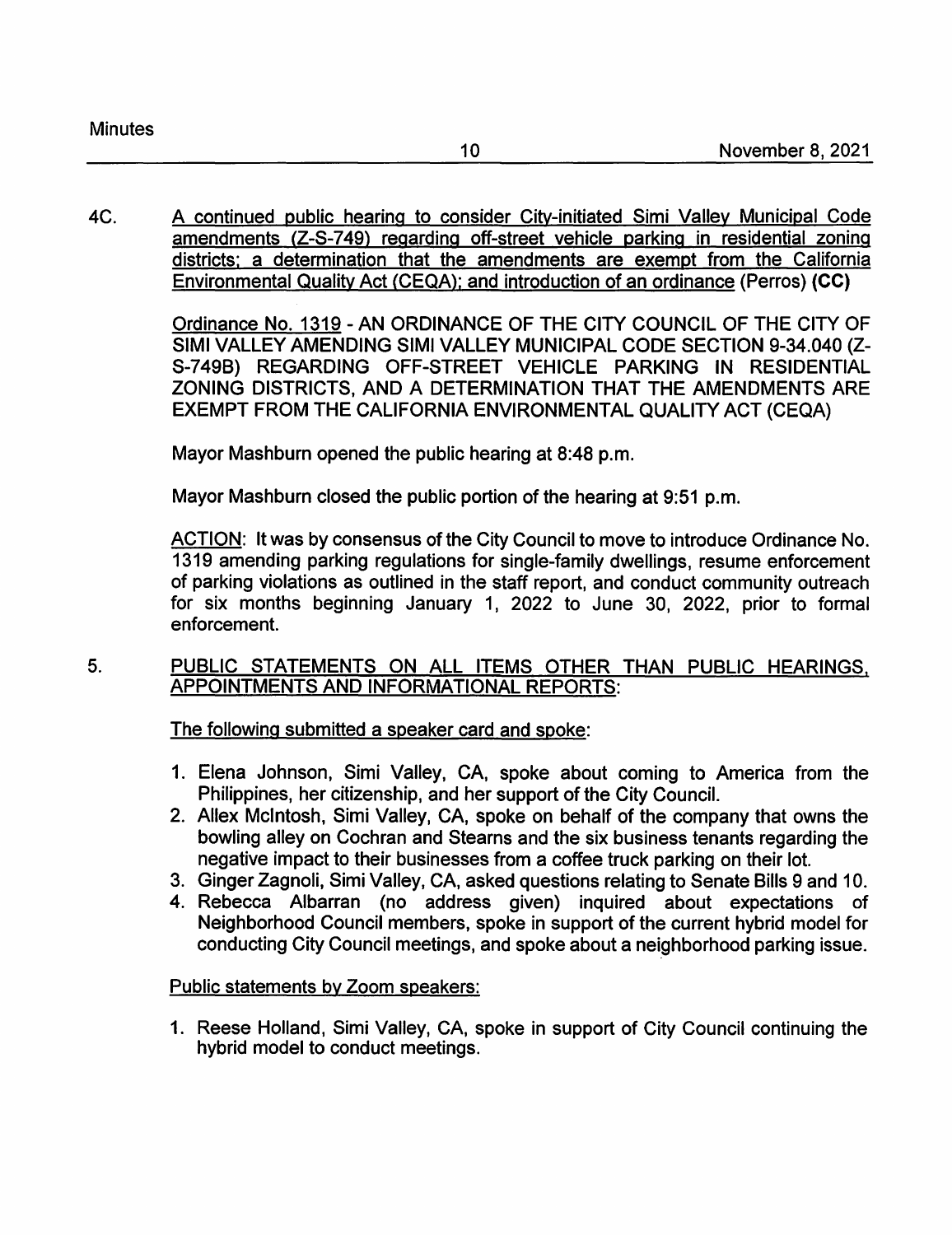4C. A continued public hearing to consider City-initiated Simi Valley Municipal Code amendments (Z-S-749) regarding off-street vehicle parking in residential zoning districts; a determination that the amendments are exempt from the California Environmental Quality Act (CEQA); and introduction of an ordinance (Perros) **(CC)**

Ordinance No. 1319 - AN ORDINANCE OF THE CITY COUNCIL OF THE CITY OF SIMI VALLEY AMENDING SIMI VALLEY MUNICIPAL CODE SECTION 9-34.040 (Z-S-749B) REGARDING OFF-STREET VEHICLE PARKING IN RESIDENTIAL ZONING DISTRICTS, AND A DETERMINATION THAT THE AMENDMENTS ARE EXEMPT FROM THE CALIFORNIA ENVIRONMENTAL QUALITY ACT (CEQA)

Mayor Mashburn opened the public hearing at 8:48 p.m.

Mayor Mashburn closed the public portion of the hearing at 9:51 p.m.

ACTION: It was by consensus of the City Council to move to introduce Ordinance No. 1319 amending parking regulations for single-family dwellings, resume enforcement of parking violations as outlined in the staff report, and conduct community outreach for six months beginning January 1, 2022 to June 30, 2022, prior to formal enforcement.

5. PUBLIC STATEMENTS ON ALL ITEMS OTHER THAN PUBLIC HEARINGS, APPOINTMENTS AND INFORMATIONAL REPORTS:

The following submitted a speaker card and spoke:

1. Elena Johnson, Simi Valley, CA, spoke about coming to America from the Philippines, her citizenship, and her support of the City Council.
2. Allex McIntosh, Simi Valley, CA, spoke on behalf of the company that owns the bowling alley on Cochran and Stearns and the six business tenants regarding the negative impact to their businesses from a coffee truck parking on their lot.
3. Ginger Zagnoli, Simi Valley, CA, asked questions relating to Senate Bills 9 and 10.
4. Rebecca Albarran (no address given) inquired about expectations of Neighborhood Council members, spoke in support of the current hybrid model for conducting City Council meetings, and spoke about a neighborhood parking issue.

Public statements by Zoom speakers:

1. Reese Holland, Simi Valley, CA, spoke in support of City Council continuing the hybrid model to conduct meetings.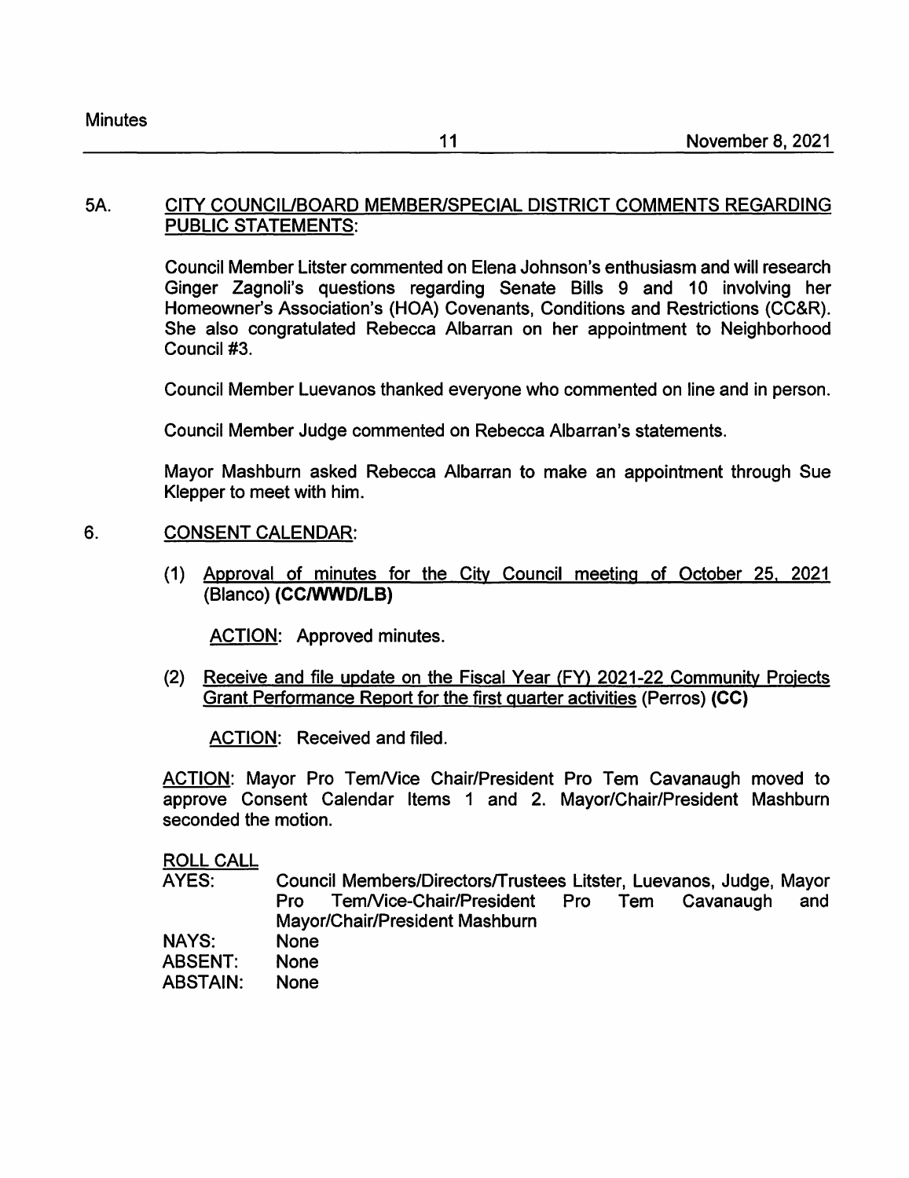5A. CITY COUNCIL/BOARD MEMBER/SPECIAL DISTRICT COMMENTS REGARDING PUBLIC STATEMENTS:

Council Member Litster commented on Elena Johnson's enthusiasm and will research Ginger Zagnoli's questions regarding Senate Bills 9 and 10 involving her Homeowner's Association's (HOA) Covenants, Conditions and Restrictions (CC&R). She also congratulated Rebecca Albarran on her appointment to Neighborhood Council #3.

Council Member Luevanos thanked everyone who commented on line and in person.

Council Member Judge commented on Rebecca Albarran's statements.

Mayor Mashburn asked Rebecca Albarran to make an appointment through Sue Klepper to meet with him.

6. CONSENT CALENDAR:

(1) Approval of minutes for the City Council meeting of October 25, 2021 (Blanco) **(CC/WWD/LB)**

ACTION: Approved minutes.

(2) Receive and file update on the Fiscal Year (FY) 2021-22 Community Projects Grant Performance Report for the first quarter activities (Perros) **(CC)**

ACTION: Received and filed.

ACTION: Mayor Pro Tem/Vice Chair/President Pro Tem Cavanaugh moved to approve Consent Calendar Items 1 and 2. Mayor/Chair/President Mashburn seconded the motion.

ROLL CALL

AYES: Council Members/Directors/Trustees Litster, Luevanos, Judge, Mayor Pro Tem/Vice-Chair/President Pro Tem Cavanaugh and Mayor/Chair/President Mashburn

NAYS: None

ABSENT: None

ABSTAIN: None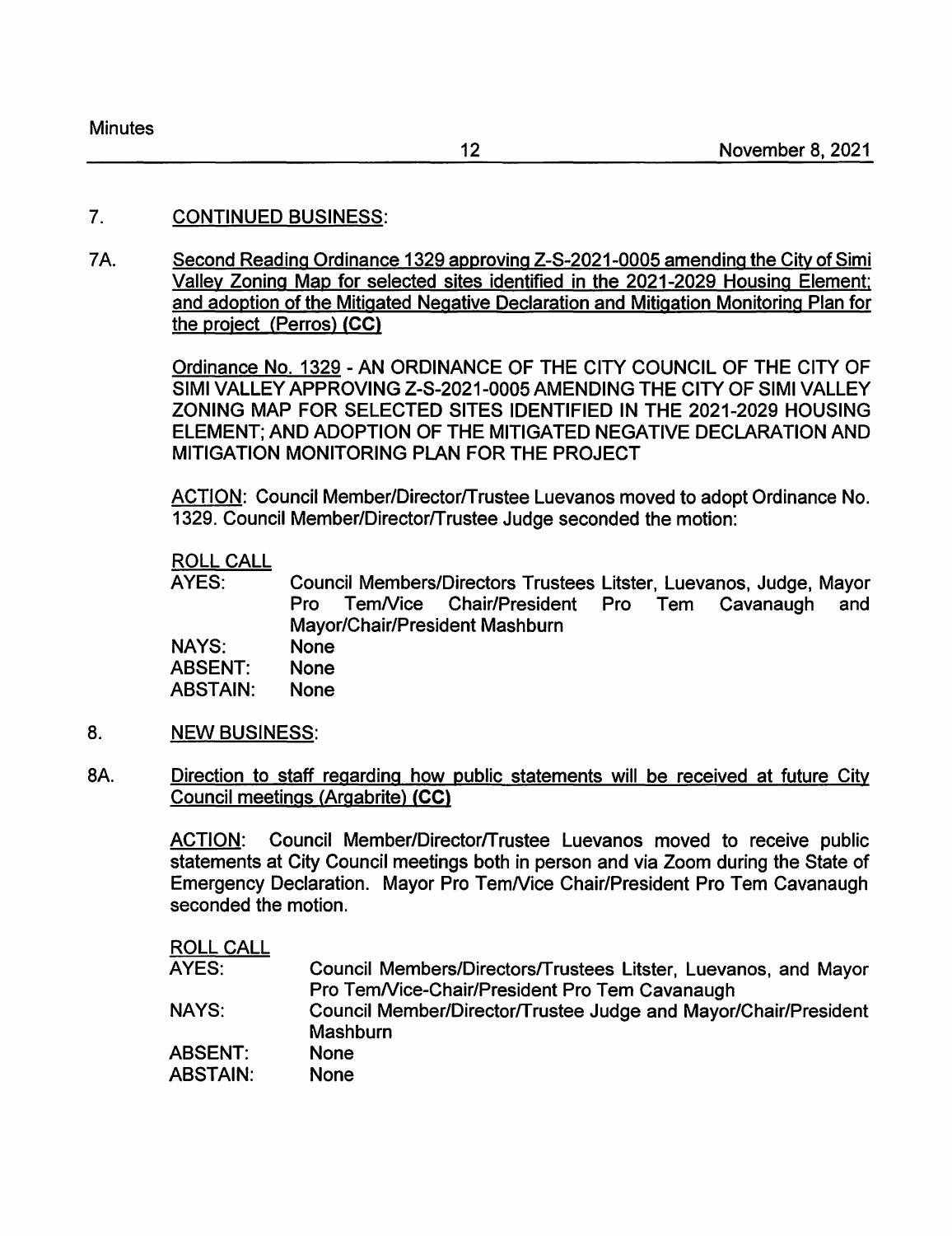## 7. CONTINUED BUSINESS:

### 7A. Second Reading Ordinance 1329 approving Z-S-2021-0005 amending the City of Simi Valley Zoning Map for selected sites identified in the 2021-2029 Housing Element; and adoption of the Mitigated Negative Declaration and Mitigation Monitoring Plan for the project (Perros) **(CC)**

Ordinance No. 1329 - AN ORDINANCE OF THE CITY COUNCIL OF THE CITY OF SIMI VALLEY APPROVING Z-S-2021-0005 AMENDING THE CITY OF SIMI VALLEY ZONING MAP FOR SELECTED SITES IDENTIFIED IN THE 2021-2029 HOUSING ELEMENT; AND ADOPTION OF THE MITIGATED NEGATIVE DECLARATION AND MITIGATION MONITORING PLAN FOR THE PROJECT

ACTION: Council Member/Director/Trustee Luevanos moved to adopt Ordinance No. 1329. Council Member/Director/Trustee Judge seconded the motion:

ROLL CALL

| | |
|---|---|
| AYES: | Council Members/Directors Trustees Litster, Luevanos, Judge, Mayor Pro Tem/Vice Chair/President Pro Tem Cavanaugh and Mayor/Chair/President Mashburn |
| NAYS: | None |
| ABSENT: | None |
| ABSTAIN: | None |

## 8. NEW BUSINESS:

### 8A. Direction to staff regarding how public statements will be received at future City Council meetings (Argabrite) **(CC)**

ACTION: Council Member/Director/Trustee Luevanos moved to receive public statements at City Council meetings both in person and via Zoom during the State of Emergency Declaration. Mayor Pro Tem/Vice Chair/President Pro Tem Cavanaugh seconded the motion.

ROLL CALL

| | |
|---|---|
| AYES: | Council Members/Directors/Trustees Litster, Luevanos, and Mayor Pro Tem/Vice-Chair/President Pro Tem Cavanaugh |
| NAYS: | Council Member/Director/Trustee Judge and Mayor/Chair/President Mashburn |
| ABSENT: | None |
| ABSTAIN: | None |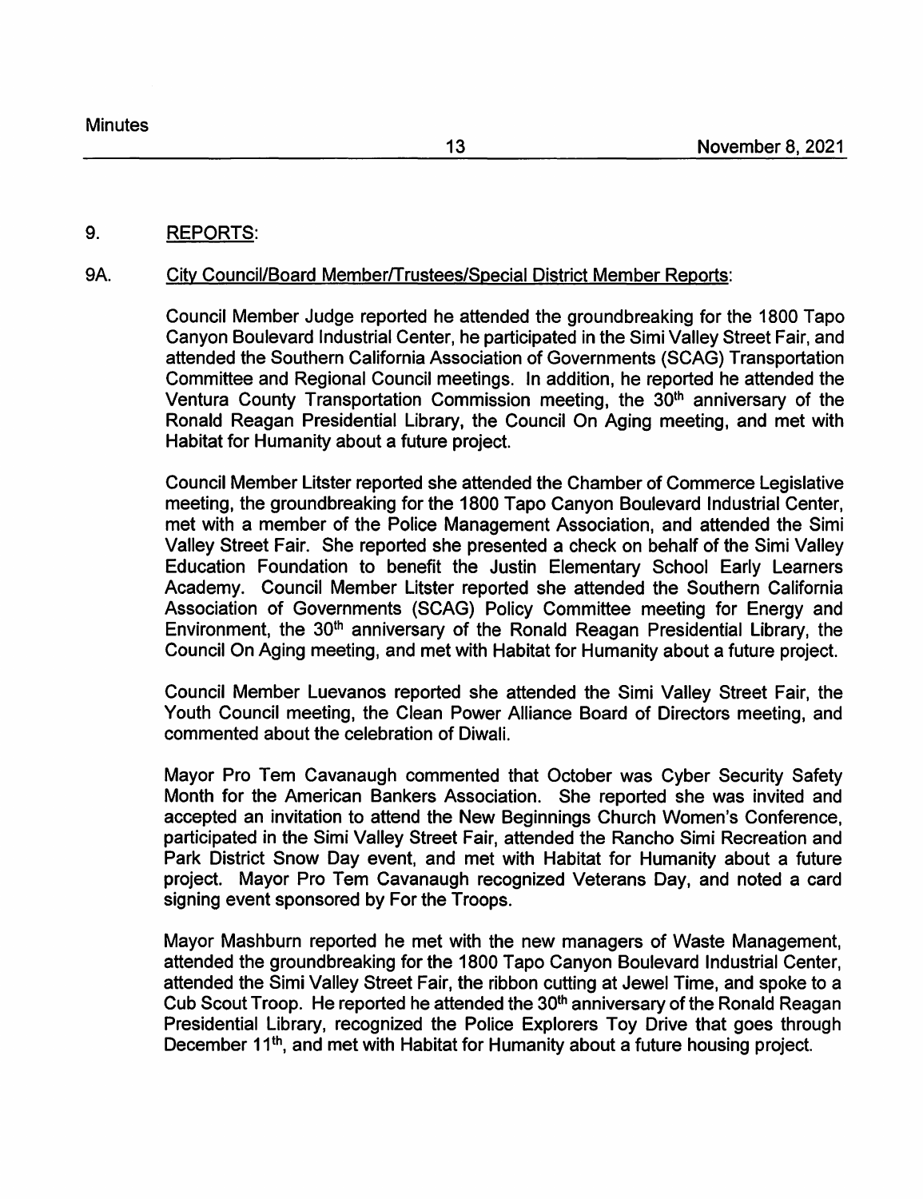## 9. REPORTS:

### 9A. City Council/Board Member/Trustees/Special District Member Reports:

Council Member Judge reported he attended the groundbreaking for the 1800 Tapo Canyon Boulevard Industrial Center, he participated in the Simi Valley Street Fair, and attended the Southern California Association of Governments (SCAG) Transportation Committee and Regional Council meetings. In addition, he reported he attended the Ventura County Transportation Commission meeting, the 30th anniversary of the Ronald Reagan Presidential Library, the Council On Aging meeting, and met with Habitat for Humanity about a future project.

Council Member Litster reported she attended the Chamber of Commerce Legislative meeting, the groundbreaking for the 1800 Tapo Canyon Boulevard Industrial Center, met with a member of the Police Management Association, and attended the Simi Valley Street Fair. She reported she presented a check on behalf of the Simi Valley Education Foundation to benefit the Justin Elementary School Early Learners Academy. Council Member Litster reported she attended the Southern California Association of Governments (SCAG) Policy Committee meeting for Energy and Environment, the 30th anniversary of the Ronald Reagan Presidential Library, the Council On Aging meeting, and met with Habitat for Humanity about a future project.

Council Member Luevanos reported she attended the Simi Valley Street Fair, the Youth Council meeting, the Clean Power Alliance Board of Directors meeting, and commented about the celebration of Diwali.

Mayor Pro Tem Cavanaugh commented that October was Cyber Security Safety Month for the American Bankers Association. She reported she was invited and accepted an invitation to attend the New Beginnings Church Women's Conference, participated in the Simi Valley Street Fair, attended the Rancho Simi Recreation and Park District Snow Day event, and met with Habitat for Humanity about a future project. Mayor Pro Tem Cavanaugh recognized Veterans Day, and noted a card signing event sponsored by For the Troops.

Mayor Mashburn reported he met with the new managers of Waste Management, attended the groundbreaking for the 1800 Tapo Canyon Boulevard Industrial Center, attended the Simi Valley Street Fair, the ribbon cutting at Jewel Time, and spoke to a Cub Scout Troop. He reported he attended the 30th anniversary of the Ronald Reagan Presidential Library, recognized the Police Explorers Toy Drive that goes through December 11th, and met with Habitat for Humanity about a future housing project.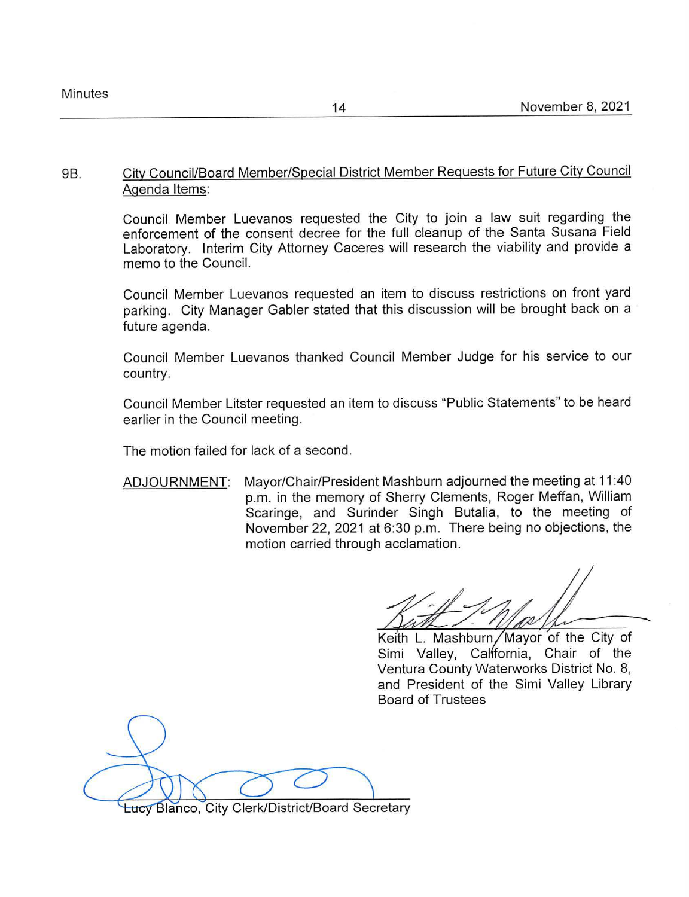9B. City Council/Board Member/Special District Member Requests for Future City Council Agenda Items:

Council Member Luevanos requested the City to join a law suit regarding the enforcement of the consent decree for the full cleanup of the Santa Susana Field Laboratory. Interim City Attorney Caceres will research the viability and provide a memo to the Council.

Council Member Luevanos requested an item to discuss restrictions on front yard parking. City Manager Gabler stated that this discussion will be brought back on a future agenda.

Council Member Luevanos thanked Council Member Judge for his service to our country.

Council Member Litster requested an item to discuss "Public Statements" to be heard earlier in the Council meeting.

The motion failed for lack of a second.

ADJOURNMENT: Mayor/Chair/President Mashburn adjourned the meeting at 11:40 p.m. in the memory of Sherry Clements, Roger Meffan, William Scaringe, and Surinder Singh Butalia, to the meeting of November 22, 2021 at 6:30 p.m. There being no objections, the motion carried through acclamation.

Keith L. Mashburn, Mayor of the City of Simi Valley, California, Chair of the Ventura County Waterworks District No. 8, and President of the Simi Valley Library Board of Trustees

Lucy Blanco, City Clerk/District/Board Secretary